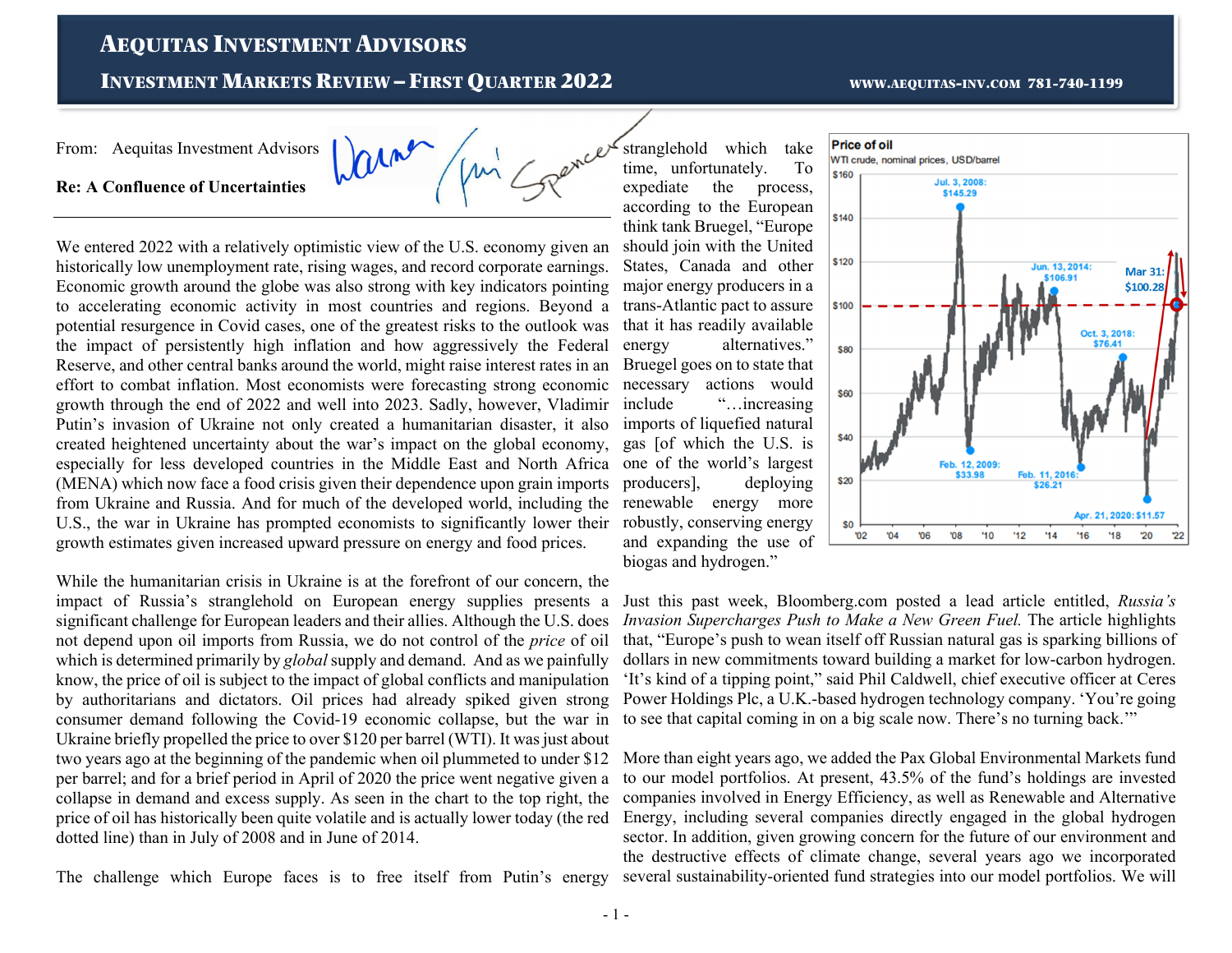# Aequitas Investment Advisors

## Investment Markets Review – First Quarter 2022

www.aequitas-inv.com 781-740-1199

From: Aequitas Investment Advisors

**Re: A Confluence of Uncertainties**

We entered 2022 with a relatively optimistic view of the U.S. economy given an historically low unemployment rate, rising wages, and record corporate earnings. Economic growth around the globe was also strong with key indicators pointing to accelerating economic activity in most countries and regions. Beyond a potential resurgence in Covid cases, one of the greatest risks to the outlook was the impact of persistently high inflation and how aggressively the Federal Reserve, and other central banks around the world, might raise interest rates in an effort to combat inflation. Most economists were forecasting strong economic growth through the end of 2022 and well into 2023. Sadly, however, Vladimir Putin's invasion of Ukraine not only created a humanitarian disaster, it also created heightened uncertainty about the war's impact on the global economy, especially for less developed countries in the Middle East and North Africa (MENA) which now face a food crisis given their dependence upon grain imports from Ukraine and Russia. And for much of the developed world, including the U.S., the war in Ukraine has prompted economists to significantly lower their growth estimates given increased upward pressure on energy and food prices.

While the humanitarian crisis in Ukraine is at the forefront of our concern, the impact of Russia's stranglehold on European energy supplies presents a significant challenge for European leaders and their allies. Although the U.S. does not depend upon oil imports from Russia, we do not control of the *price* of oil which is determined primarily by *global* supply and demand. And as we painfully know, the price of oil is subject to the impact of global conflicts and manipulation by authoritarians and dictators. Oil prices had already spiked given strong consumer demand following the Covid-19 economic collapse, but the war in Ukraine briefly propelled the price to over $120 per barrel (WTI). It was just about two years ago at the beginning of the pandemic when oil plummeted to under $12 per barrel; and for a brief period in April of 2020 the price went negative given a collapse in demand and excess supply. As seen in the chart to the top right, the price of oil has historically been quite volatile and is actually lower today (the red dotted line) than in July of 2008 and in June of 2014.

The challenge which Europe faces is to free itself from Putin's energy stranglehold which take time, unfortunately. To expedite the process, according to the European think tank Bruegel, "Europe should join with the United States, Canada and other major energy producers in a trans-Atlantic pact to assure that it has readily available energy alternatives." Bruegel goes on to state that necessary actions would include "…increasing imports of liquefied natural gas [of which the U.S. is one of the world's largest producers], deploying renewable energy more robustly, conserving energy and expanding the use of biogas and hydrogen."

**Price of oil**
WTI crude, nominal prices, USD/barrel

(Chart annotations: Jul. 3, 2008: $145.29; Feb. 12, 2009: $33.98; Jun. 13, 2014: $106.91; Feb. 11, 2016: $26.21; Oct. 3, 2018: $76.41; Apr. 21, 2020: $11.57; Mar 31: $100.28)

Just this past week, Bloomberg.com posted a lead article entitled, *Russia's Invasion Supercharges Push to Make a New Green Fuel.* The article highlights that, "Europe's push to wean itself off Russian natural gas is sparking billions of dollars in new commitments toward building a market for low-carbon hydrogen. 'It's kind of a tipping point," said Phil Caldwell, chief executive officer at Ceres Power Holdings Plc, a U.K.-based hydrogen technology company. 'You're going to see that capital coming in on a big scale now. There's no turning back.'"

More than eight years ago, we added the Pax Global Environmental Markets fund to our model portfolios. At present, 43.5% of the fund's holdings are invested companies involved in Energy Efficiency, as well as Renewable and Alternative Energy, including several companies directly engaged in the global hydrogen sector. In addition, given growing concern for the future of our environment and the destructive effects of climate change, several years ago we incorporated several sustainability-oriented fund strategies into our model portfolios. We will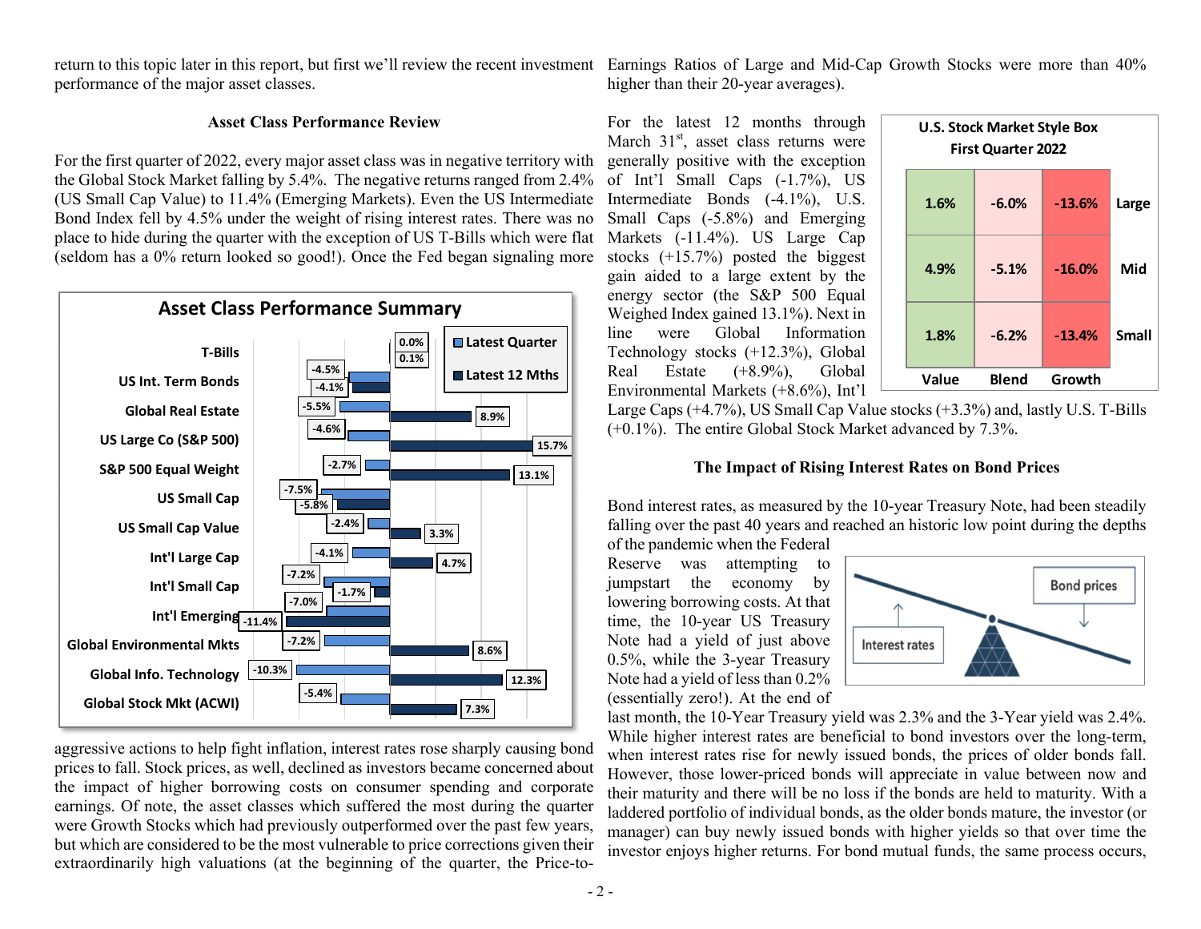return to this topic later in this report, but first we'll review the recent investment performance of the major asset classes.

### Asset Class Performance Review

For the first quarter of 2022, every major asset class was in negative territory with the Global Stock Market falling by 5.4%. The negative returns ranged from 2.4% (US Small Cap Value) to 11.4% (Emerging Markets). Even the US Intermediate Bond Index fell by 4.5% under the weight of rising interest rates. There was no place to hide during the quarter with the exception of US T-Bills which were flat (seldom has a 0% return looked so good!). Once the Fed began signaling more aggressive actions to help fight inflation, interest rates rose sharply causing bond prices to fall. Stock prices, as well, declined as investors became concerned about the impact of higher borrowing costs on consumer spending and corporate earnings. Of note, the asset classes which suffered the most during the quarter were Growth Stocks which had previously outperformed over the past few years, but which are considered to be the most vulnerable to price corrections given their extraordinarily high valuations (at the beginning of the quarter, the Price-to-Earnings Ratios of Large and Mid-Cap Growth Stocks were more than 40% higher than their 20-year averages).

**Asset Class Performance Summary**

| Asset Class | Latest Quarter | Latest 12 Mths |
|---|---|---|
| T-Bills | 0.0% | 0.1% |
| US Int. Term Bonds | -4.5% | -4.1% |
| Global Real Estate | -5.5% | 8.9% |
| US Large Co (S&P 500) | -4.6% | 15.7% |
| S&P 500 Equal Weight | -2.7% | 13.1% |
| US Small Cap | -7.5% | -5.8% |
| US Small Cap Value | -2.4% | 3.3% |
| Int'l Large Cap | -4.1% | 4.7% |
| Int'l Small Cap | -7.2% | -1.7% |
| Int'l Emerging | -7.0% | -11.4% |
| Global Environmental Mkts | -7.2% | 8.6% |
| Global Info. Technology | -10.3% | 12.3% |
| Global Stock Mkt (ACWI) | -5.4% | 7.3% |

For the latest 12 months through March 31st, asset class returns were generally positive with the exception of Int'l Small Caps (-1.7%), US Intermediate Bonds (-4.1%), U.S. Small Caps (-5.8%) and Emerging Markets (-11.4%). US Large Cap stocks (+15.7%) posted the biggest gain aided to a large extent by the energy sector (the S&P 500 Equal Weighed Index gained 13.1%). Next in line were Global Information Technology stocks (+12.3%), Global Real Estate (+8.9%), Global Environmental Markets (+8.6%), Int'l Large Caps (+4.7%), US Small Cap Value stocks (+3.3%) and, lastly U.S. T-Bills (+0.1%). The entire Global Stock Market advanced by 7.3%.

**U.S. Stock Market Style Box**
**First Quarter 2022**

| | Value | Blend | Growth |
|---|---|---|---|
| Large | 1.6% | -6.0% | -13.6% |
| Mid | 4.9% | -5.1% | -16.0% |
| Small | 1.8% | -6.2% | -13.4% |

### The Impact of Rising Interest Rates on Bond Prices

Bond interest rates, as measured by the 10-year Treasury Note, had been steadily falling over the past 40 years and reached an historic low point during the depths of the pandemic when the Federal Reserve was attempting to jumpstart the economy by lowering borrowing costs. At that time, the 10-year US Treasury Note had a yield of just above 0.5%, while the 3-year Treasury Note had a yield of less than 0.2% (essentially zero!). At the end of last month, the 10-Year Treasury yield was 2.3% and the 3-Year yield was 2.4%. While higher interest rates are beneficial to bond investors over the long-term, when interest rates rise for newly issued bonds, the prices of older bonds fall. However, those lower-priced bonds will appreciate in value between now and their maturity and there will be no loss if the bonds are held to maturity. With a laddered portfolio of individual bonds, as the older bonds mature, the investor (or manager) can buy newly issued bonds with higher yields so that over time the investor enjoys higher returns. For bond mutual funds, the same process occurs,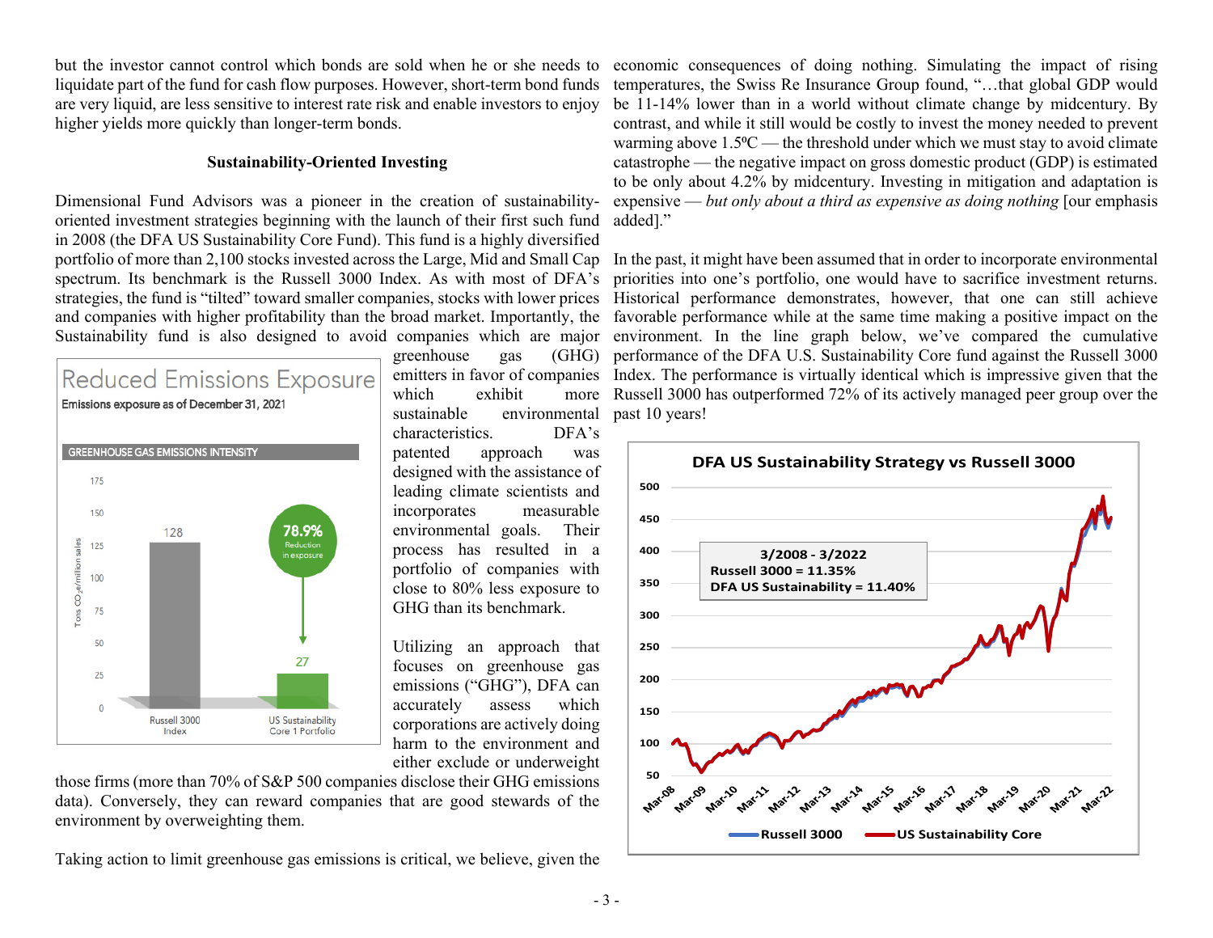but the investor cannot control which bonds are sold when he or she needs to liquidate part of the fund for cash flow purposes. However, short-term bond funds are very liquid, are less sensitive to interest rate risk and enable investors to enjoy higher yields more quickly than longer-term bonds.

## Sustainability-Oriented Investing

Dimensional Fund Advisors was a pioneer in the creation of sustainability-oriented investment strategies beginning with the launch of their first such fund in 2008 (the DFA US Sustainability Core Fund). This fund is a highly diversified portfolio of more than 2,100 stocks invested across the Large, Mid and Small Cap spectrum. Its benchmark is the Russell 3000 Index. As with most of DFA's strategies, the fund is "tilted" toward smaller companies, stocks with lower prices and companies with higher profitability than the broad market. Importantly, the Sustainability fund is also designed to avoid companies which are major greenhouse gas (GHG) emitters in favor of companies which exhibit more sustainable environmental characteristics. DFA's patented approach was designed with the assistance of leading climate scientists and incorporates measurable environmental goals. Their process has resulted in a portfolio of companies with close to 80% less exposure to GHG than its benchmark.

**Reduced Emissions Exposure**

Emissions exposure as of December 31, 2021

GREENHOUSE GAS EMISSIONS INTENSITY (Tons $CO_2$e/million sales)

| | Emissions intensity |
|---|---|
| Russell 3000 Index | 128 |
| US Sustainability Core 1 Portfolio | 27 |

78.9% Reduction in exposure

Utilizing an approach that focuses on greenhouse gas emissions ("GHG"), DFA can accurately assess which corporations are actively doing harm to the environment and either exclude or underweight those firms (more than 70% of S&P 500 companies disclose their GHG emissions data). Conversely, they can reward companies that are good stewards of the environment by overweighting them.

Taking action to limit greenhouse gas emissions is critical, we believe, given the economic consequences of doing nothing. Simulating the impact of rising temperatures, the Swiss Re Insurance Group found, "…that global GDP would be 11-14% lower than in a world without climate change by midcentury. By contrast, and while it still would be costly to invest the money needed to prevent warming above 1.5ºC — the threshold under which we must stay to avoid climate catastrophe — the negative impact on gross domestic product (GDP) is estimated to be only about 4.2% by midcentury. Investing in mitigation and adaptation is expensive — *but only about a third as expensive as doing nothing* [our emphasis added]."

In the past, it might have been assumed that in order to incorporate environmental priorities into one's portfolio, one would have to sacrifice investment returns. Historical performance demonstrates, however, that one can still achieve favorable performance while at the same time making a positive impact on the environment. In the line graph below, we've compared the cumulative performance of the DFA U.S. Sustainability Core fund against the Russell 3000 Index. The performance is virtually identical which is impressive given that the Russell 3000 has outperformed 72% of its actively managed peer group over the past 10 years!

**DFA US Sustainability Strategy vs Russell 3000**

3/2008 - 3/2022
Russell 3000 = 11.35%
DFA US Sustainability = 11.40%

Legend: Russell 3000; US Sustainability Core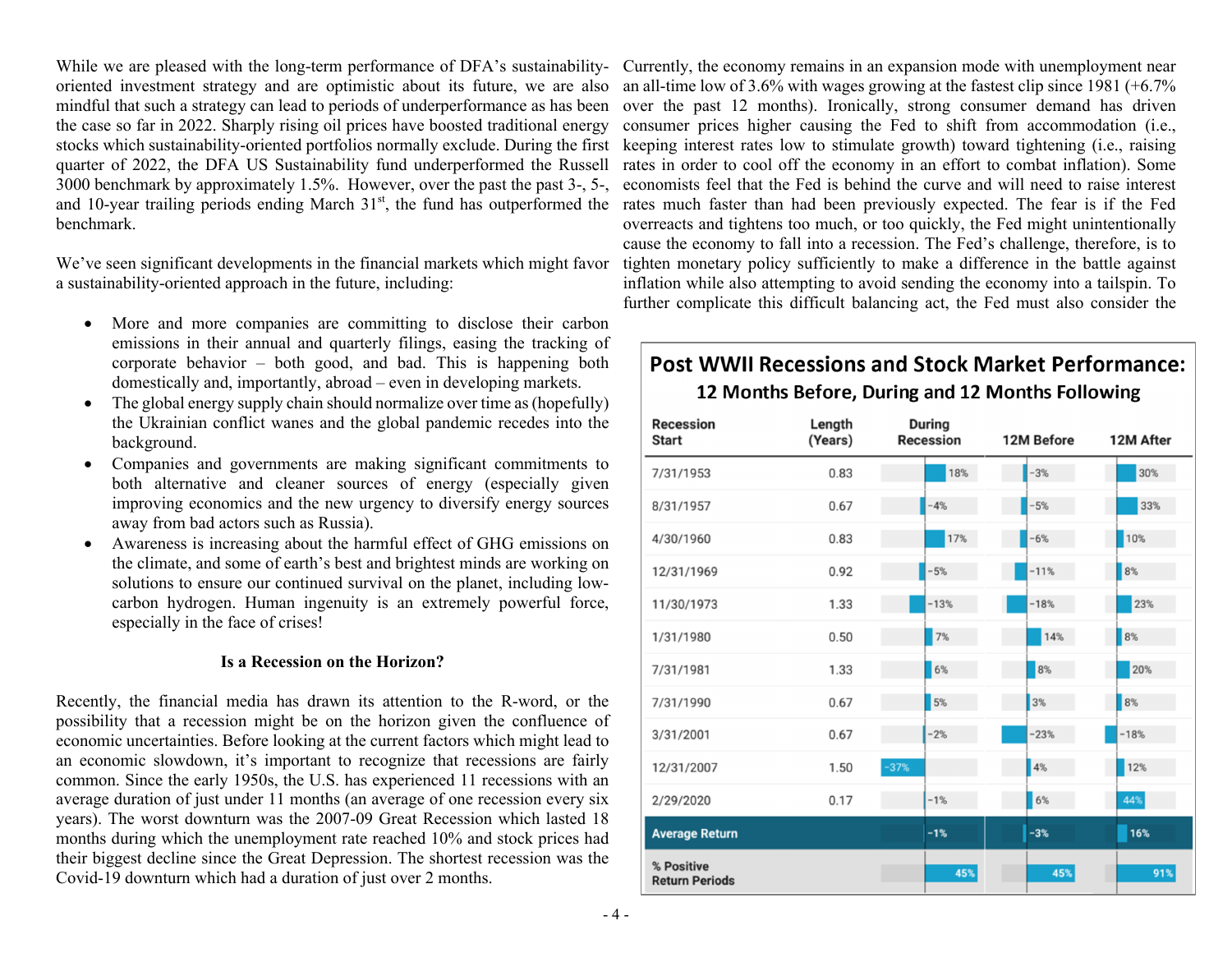While we are pleased with the long-term performance of DFA's sustainability-oriented investment strategy and are optimistic about its future, we are also mindful that such a strategy can lead to periods of underperformance as has been the case so far in 2022. Sharply rising oil prices have boosted traditional energy stocks which sustainability-oriented portfolios normally exclude. During the first quarter of 2022, the DFA US Sustainability fund underperformed the Russell 3000 benchmark by approximately 1.5%. However, over the past the past 3-, 5-, and 10-year trailing periods ending March 31st, the fund has outperformed the benchmark.

We've seen significant developments in the financial markets which might favor a sustainability-oriented approach in the future, including:

- More and more companies are committing to disclose their carbon emissions in their annual and quarterly filings, easing the tracking of corporate behavior – both good, and bad. This is happening both domestically and, importantly, abroad – even in developing markets.
- The global energy supply chain should normalize over time as (hopefully) the Ukrainian conflict wanes and the global pandemic recedes into the background.
- Companies and governments are making significant commitments to both alternative and cleaner sources of energy (especially given improving economics and the new urgency to diversify energy sources away from bad actors such as Russia).
- Awareness is increasing about the harmful effect of GHG emissions on the climate, and some of earth's best and brightest minds are working on solutions to ensure our continued survival on the planet, including low-carbon hydrogen. Human ingenuity is an extremely powerful force, especially in the face of crises!

**Is a Recession on the Horizon?**

Recently, the financial media has drawn its attention to the R-word, or the possibility that a recession might be on the horizon given the confluence of economic uncertainties. Before looking at the current factors which might lead to an economic slowdown, it's important to recognize that recessions are fairly common. Since the early 1950s, the U.S. has experienced 11 recessions with an average duration of just under 11 months (an average of one recession every six years). The worst downturn was the 2007-09 Great Recession which lasted 18 months during which the unemployment rate reached 10% and stock prices had their biggest decline since the Great Depression. The shortest recession was the Covid-19 downturn which had a duration of just over 2 months.

Currently, the economy remains in an expansion mode with unemployment near an all-time low of 3.6% with wages growing at the fastest clip since 1981 (+6.7% over the past 12 months). Ironically, strong consumer demand has driven consumer prices higher causing the Fed to shift from accommodation (i.e., keeping interest rates low to stimulate growth) toward tightening (i.e., raising rates in order to cool off the economy in an effort to combat inflation). Some economists feel that the Fed is behind the curve and will need to raise interest rates much faster than had been previously expected. The fear is if the Fed overreacts and tightens too much, or too quickly, the Fed might unintentionally cause the economy to fall into a recession. The Fed's challenge, therefore, is to tighten monetary policy sufficiently to make a difference in the battle against inflation while also attempting to avoid sending the economy into a tailspin. To further complicate this difficult balancing act, the Fed must also consider the

**Post WWII Recessions and Stock Market Performance: 12 Months Before, During and 12 Months Following**

| Recession Start | Length (Years) | During Recession | 12M Before | 12M After |
|---|---|---|---|---|
| 7/31/1953 | 0.83 | 18% | -3% | 30% |
| 8/31/1957 | 0.67 | -4% | -5% | 33% |
| 4/30/1960 | 0.83 | 17% | -6% | 10% |
| 12/31/1969 | 0.92 | -5% | -11% | 8% |
| 11/30/1973 | 1.33 | -13% | -18% | 23% |
| 1/31/1980 | 0.50 | 7% | 14% | 8% |
| 7/31/1981 | 1.33 | 6% | 8% | 20% |
| 7/31/1990 | 0.67 | 5% | 3% | 8% |
| 3/31/2001 | 0.67 | -2% | -23% | -18% |
| 12/31/2007 | 1.50 | -37% | 4% | 12% |
| 2/29/2020 | 0.17 | -1% | 6% | 44% |
| **Average Return** | | -1% | -3% | 16% |
| **% Positive Return Periods** | | 45% | 45% | 91% |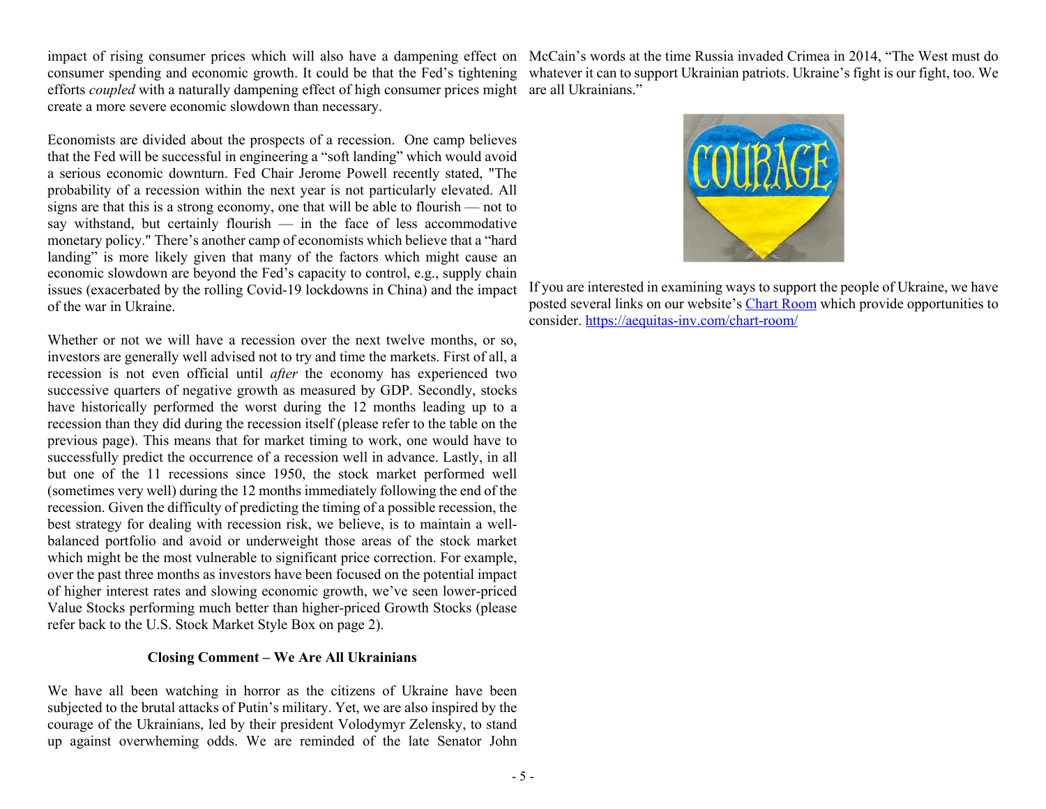impact of rising consumer prices which will also have a dampening effect on consumer spending and economic growth. It could be that the Fed's tightening efforts *coupled* with a naturally dampening effect of high consumer prices might create a more severe economic slowdown than necessary.

Economists are divided about the prospects of a recession. One camp believes that the Fed will be successful in engineering a "soft landing" which would avoid a serious economic downturn. Fed Chair Jerome Powell recently stated, "The probability of a recession within the next year is not particularly elevated. All signs are that this is a strong economy, one that will be able to flourish — not to say withstand, but certainly flourish — in the face of less accommodative monetary policy." There's another camp of economists which believe that a "hard landing" is more likely given that many of the factors which might cause an economic slowdown are beyond the Fed's capacity to control, e.g., supply chain issues (exacerbated by the rolling Covid-19 lockdowns in China) and the impact of the war in Ukraine.

Whether or not we will have a recession over the next twelve months, or so, investors are generally well advised not to try and time the markets. First of all, a recession is not even official until *after* the economy has experienced two successive quarters of negative growth as measured by GDP. Secondly, stocks have historically performed the worst during the 12 months leading up to a recession than they did during the recession itself (please refer to the table on the previous page). This means that for market timing to work, one would have to successfully predict the occurrence of a recession well in advance. Lastly, in all but one of the 11 recessions since 1950, the stock market performed well (sometimes very well) during the 12 months immediately following the end of the recession. Given the difficulty of predicting the timing of a possible recession, the best strategy for dealing with recession risk, we believe, is to maintain a well-balanced portfolio and avoid or underweight those areas of the stock market which might be the most vulnerable to significant price correction. For example, over the past three months as investors have been focused on the potential impact of higher interest rates and slowing economic growth, we've seen lower-priced Value Stocks performing much better than higher-priced Growth Stocks (please refer back to the U.S. Stock Market Style Box on page 2).

**Closing Comment – We Are All Ukrainians**

We have all been watching in horror as the citizens of Ukraine have been subjected to the brutal attacks of Putin's military. Yet, we are also inspired by the courage of the Ukrainians, led by their president Volodymyr Zelensky, to stand up against overwheming odds. We are reminded of the late Senator John McCain's words at the time Russia invaded Crimea in 2014, "The West must do whatever it can to support Ukrainian patriots. Ukraine's fight is our fight, too. We are all Ukrainians."

If you are interested in examining ways to support the people of Ukraine, we have posted several links on our website's Chart Room which provide opportunities to consider. https://aequitas-inv.com/chart-room/